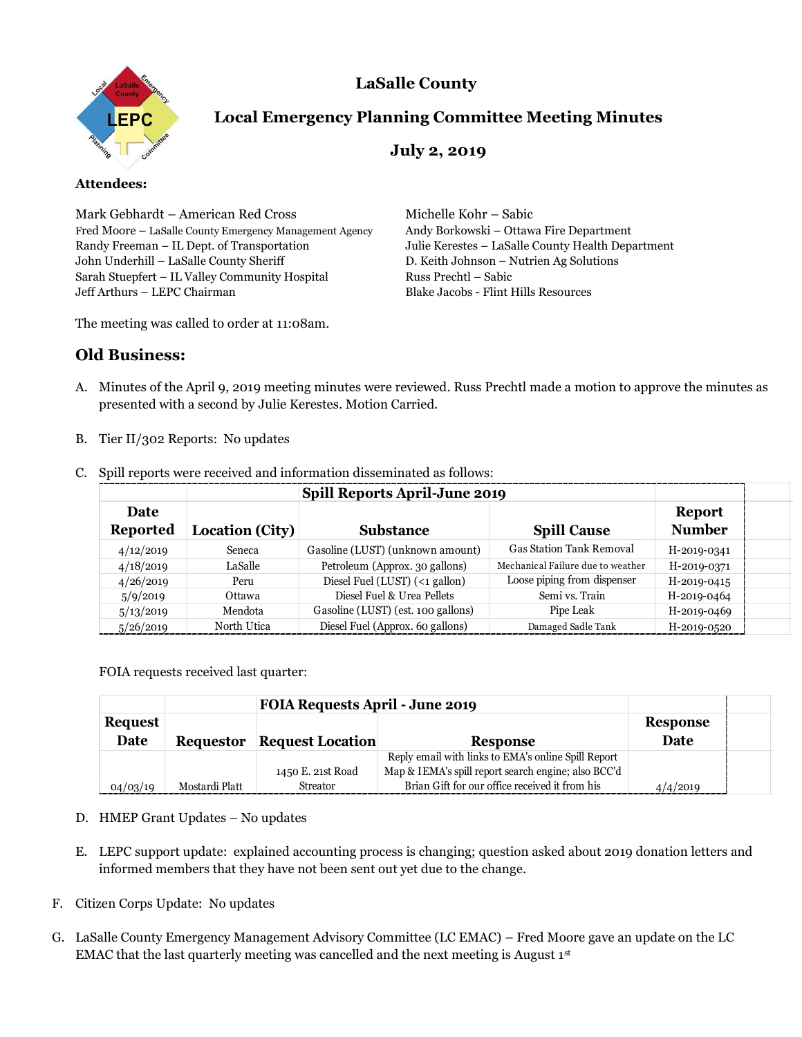# LaSalle County

## Local Emergency Planning Committee Meeting Minutes

## July 2, 2019

**Attendees:**

Mark Gebhardt – American Red Cross
Fred Moore – LaSalle County Emergency Management Agency
Randy Freeman – IL Dept. of Transportation
John Underhill – LaSalle County Sheriff
Sarah Stuepfert – IL Valley Community Hospital
Jeff Arthurs – LEPC Chairman
Michelle Kohr – Sabic
Andy Borkowski – Ottawa Fire Department
Julie Kerestes – LaSalle County Health Department
D. Keith Johnson – Nutrien Ag Solutions
Russ Prechtl – Sabic
Blake Jacobs - Flint Hills Resources

The meeting was called to order at 11:08am.

## Old Business:

A. Minutes of the April 9, 2019 meeting minutes were reviewed. Russ Prechtl made a motion to approve the minutes as presented with a second by Julie Kerestes. Motion Carried.

B. Tier II/302 Reports: No updates

C. Spill reports were received and information disseminated as follows:

| Spill Reports April-June 2019 | | | | |
|---|---|---|---|---|
| **Date Reported** | **Location (City)** | **Substance** | **Spill Cause** | **Report Number** |
| 4/12/2019 | Seneca | Gasoline (LUST) (unknown amount) | Gas Station Tank Removal | H-2019-0341 |
| 4/18/2019 | LaSalle | Petroleum (Approx. 30 gallons) | Mechanical Failure due to weather | H-2019-0371 |
| 4/26/2019 | Peru | Diesel Fuel (LUST) (<1 gallon) | Loose piping from dispenser | H-2019-0415 |
| 5/9/2019 | Ottawa | Diesel Fuel & Urea Pellets | Semi vs. Train | H-2019-0464 |
| 5/13/2019 | Mendota | Gasoline (LUST) (est. 100 gallons) | Pipe Leak | H-2019-0469 |
| 5/26/2019 | North Utica | Diesel Fuel (Approx. 60 gallons) | Damaged Sadle Tank | H-2019-0520 |

FOIA requests received last quarter:

| FOIA Requests April - June 2019 | | | | |
|---|---|---|---|---|
| **Request Date** | **Requestor** | **Request Location** | **Response** | **Response Date** |
| 04/03/19 | Mostardi Platt | 1450 E. 21st Road Streator | Reply email with links to EMA's online Spill Report Map & IEMA's spill report search engine; also BCC'd Brian Gift for our office received it from his | 4/4/2019 |

D. HMEP Grant Updates – No updates

E. LEPC support update: explained accounting process is changing; question asked about 2019 donation letters and informed members that they have not been sent out yet due to the change.

F. Citizen Corps Update: No updates

G. LaSalle County Emergency Management Advisory Committee (LC EMAC) – Fred Moore gave an update on the LC EMAC that the last quarterly meeting was cancelled and the next meeting is August 1st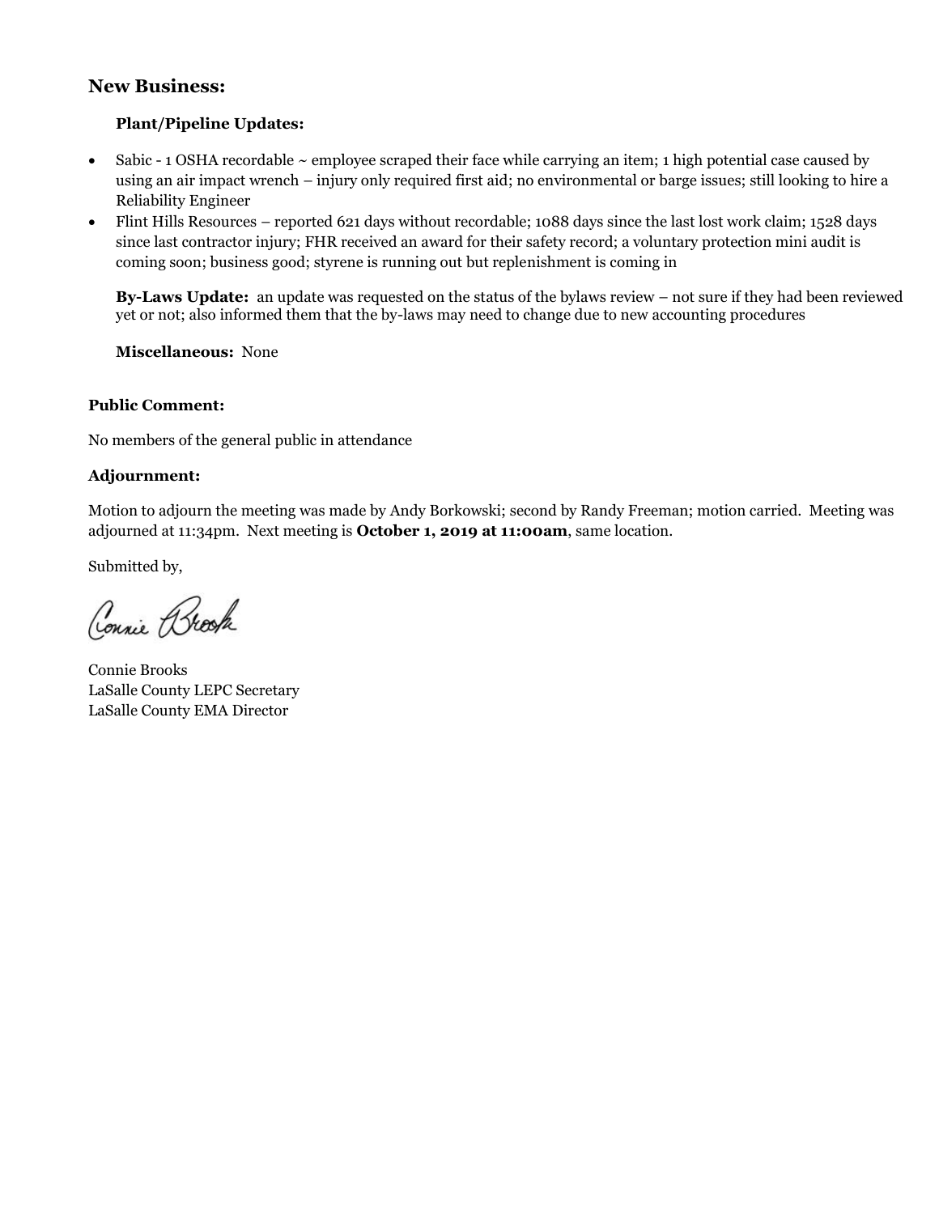## New Business:

**Plant/Pipeline Updates:**

- Sabic - 1 OSHA recordable ~ employee scraped their face while carrying an item; 1 high potential case caused by using an air impact wrench – injury only required first aid; no environmental or barge issues; still looking to hire a Reliability Engineer
- Flint Hills Resources – reported 621 days without recordable; 1088 days since the last lost work claim; 1528 days since last contractor injury; FHR received an award for their safety record; a voluntary protection mini audit is coming soon; business good; styrene is running out but replenishment is coming in

**By-Laws Update:** an update was requested on the status of the bylaws review – not sure if they had been reviewed yet or not; also informed them that the by-laws may need to change due to new accounting procedures

**Miscellaneous:** None

**Public Comment:**

No members of the general public in attendance

**Adjournment:**

Motion to adjourn the meeting was made by Andy Borkowski; second by Randy Freeman; motion carried. Meeting was adjourned at 11:34pm. Next meeting is **October 1, 2019 at 11:00am**, same location.

Submitted by,

Connie Brooks
LaSalle County LEPC Secretary
LaSalle County EMA Director